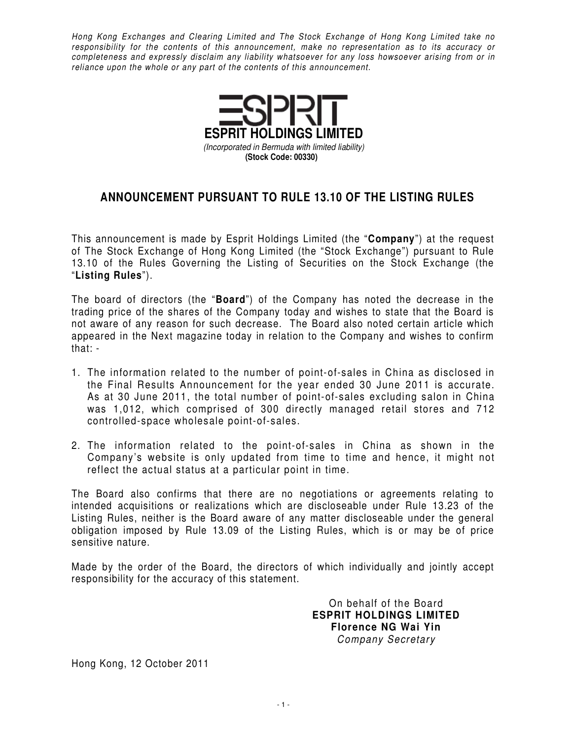*Hong Kong Exchanges and Clearing Limited and The Stock Exchange of Hong Kong Limited take no responsibility for the contents of this announcement, make no representation as to its accuracy or completeness and expressly disclaim any liability whatsoever for any loss howsoever arising from or in reliance upon the whole or any part of the contents of this announcement.*

**ESPRIT HOLDINGS LIMITED**

*(Incorporated in Bermuda with limited liability)*

**(Stock Code: 00330)**

## ANNOUNCEMENT PURSUANT TO RULE 13.10 OF THE LISTING RULES

This announcement is made by Esprit Holdings Limited (the "**Company**") at the request of The Stock Exchange of Hong Kong Limited (the "Stock Exchange") pursuant to Rule 13.10 of the Rules Governing the Listing of Securities on the Stock Exchange (the "**Listing Rules**").

The board of directors (the "**Board**") of the Company has noted the decrease in the trading price of the shares of the Company today and wishes to state that the Board is not aware of any reason for such decrease. The Board also noted certain article which appeared in the Next magazine today in relation to the Company and wishes to confirm that: -

1. The information related to the number of point-of-sales in China as disclosed in the Final Results Announcement for the year ended 30 June 2011 is accurate. As at 30 June 2011, the total number of point-of-sales excluding salon in China was 1,012, which comprised of 300 directly managed retail stores and 712 controlled-space wholesale point-of-sales.

2. The information related to the point-of-sales in China as shown in the Company's website is only updated from time to time and hence, it might not reflect the actual status at a particular point in time.

The Board also confirms that there are no negotiations or agreements relating to intended acquisitions or realizations which are discloseable under Rule 13.23 of the Listing Rules, neither is the Board aware of any matter discloseable under the general obligation imposed by Rule 13.09 of the Listing Rules, which is or may be of price sensitive nature.

Made by the order of the Board, the directors of which individually and jointly accept responsibility for the accuracy of this statement.

On behalf of the Board
**ESPRIT HOLDINGS LIMITED**
**Florence NG Wai Yin**
*Company Secretary*

Hong Kong, 12 October 2011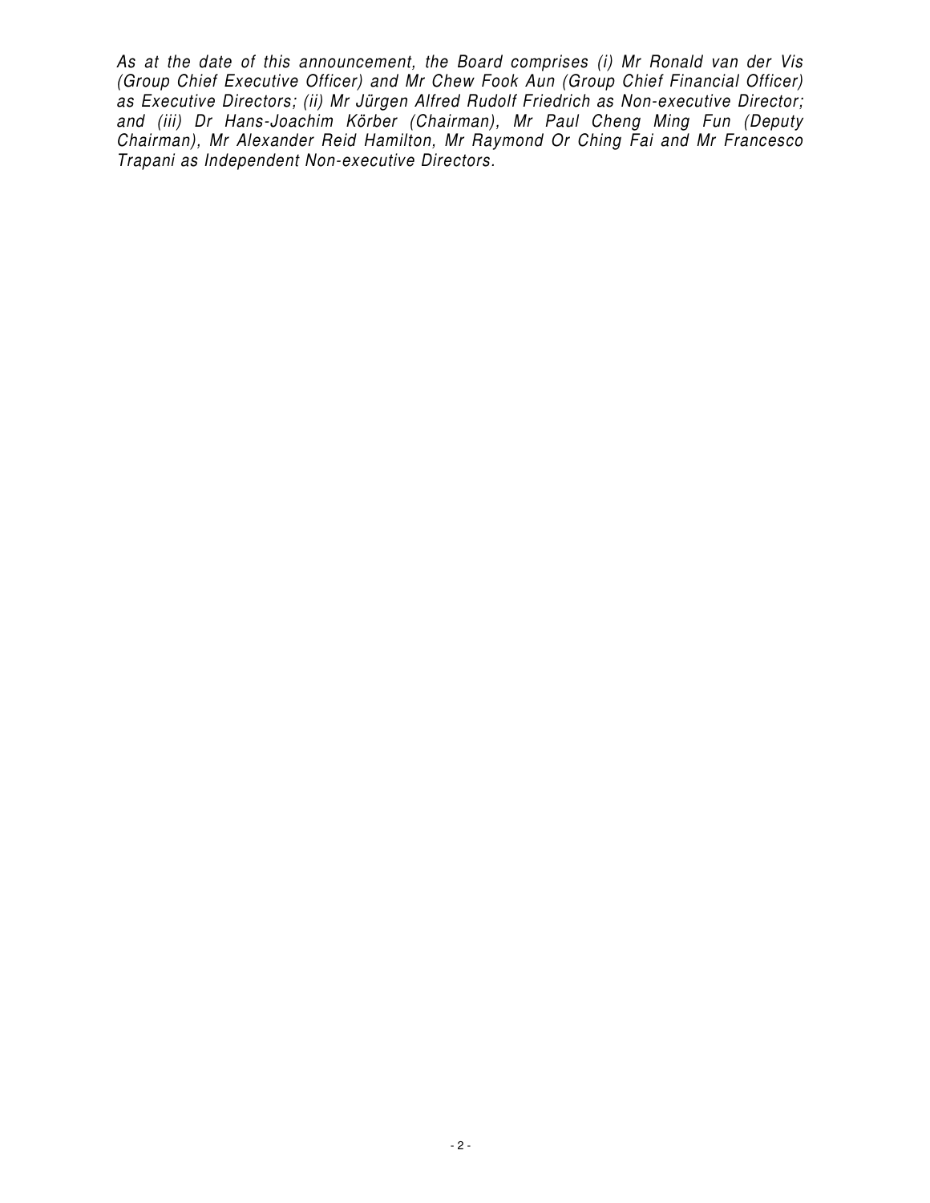*As at the date of this announcement, the Board comprises (i) Mr Ronald van der Vis (Group Chief Executive Officer) and Mr Chew Fook Aun (Group Chief Financial Officer) as Executive Directors; (ii) Mr Jürgen Alfred Rudolf Friedrich as Non-executive Director; and (iii) Dr Hans-Joachim Körber (Chairman), Mr Paul Cheng Ming Fun (Deputy Chairman), Mr Alexander Reid Hamilton, Mr Raymond Or Ching Fai and Mr Francesco Trapani as Independent Non-executive Directors.*